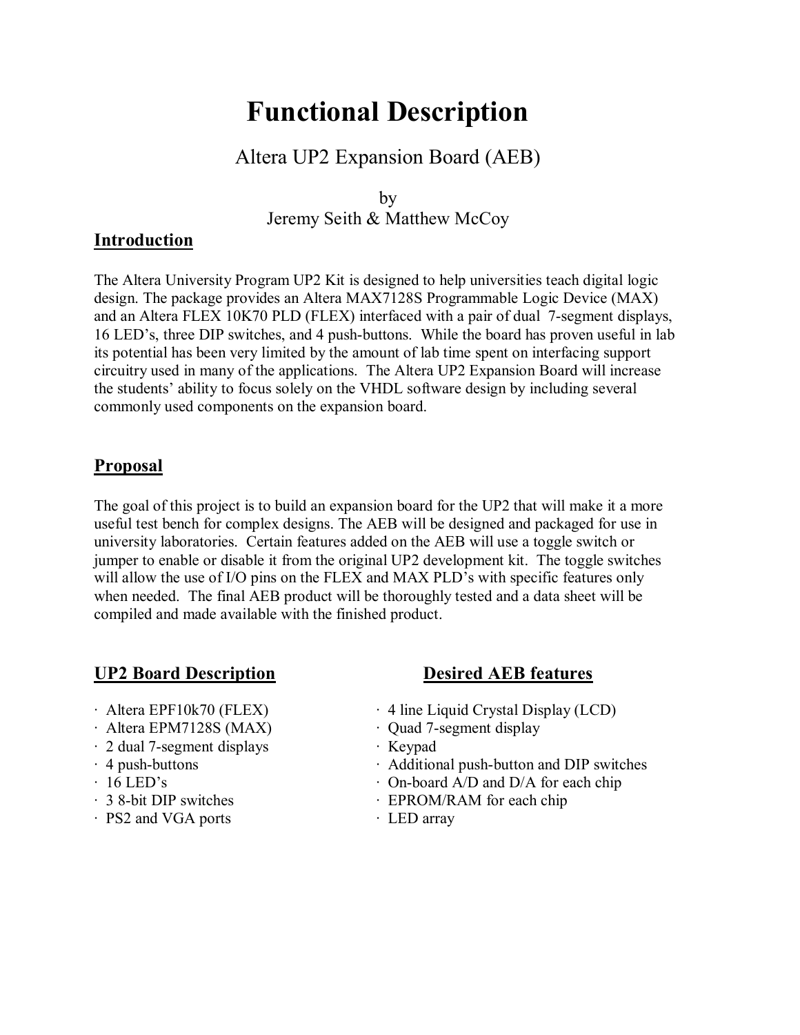# Functional Description

Altera UP2 Expansion Board (AEB)

by
Jeremy Seith & Matthew McCoy

## Introduction

The Altera University Program UP2 Kit is designed to help universities teach digital logic design. The package provides an Altera MAX7128S Programmable Logic Device (MAX) and an Altera FLEX 10K70 PLD (FLEX) interfaced with a pair of dual 7-segment displays, 16 LED's, three DIP switches, and 4 push-buttons. While the board has proven useful in lab its potential has been very limited by the amount of lab time spent on interfacing support circuitry used in many of the applications. The Altera UP2 Expansion Board will increase the students' ability to focus solely on the VHDL software design by including several commonly used components on the expansion board.

## Proposal

The goal of this project is to build an expansion board for the UP2 that will make it a more useful test bench for complex designs. The AEB will be designed and packaged for use in university laboratories. Certain features added on the AEB will use a toggle switch or jumper to enable or disable it from the original UP2 development kit. The toggle switches will allow the use of I/O pins on the FLEX and MAX PLD's with specific features only when needed. The final AEB product will be thoroughly tested and a data sheet will be compiled and made available with the finished product.

## UP2 Board Description

- Altera EPF10k70 (FLEX)
- Altera EPM7128S (MAX)
- 2 dual 7-segment displays
- 4 push-buttons
- 16 LED's
- 3 8-bit DIP switches
- PS2 and VGA ports

## Desired AEB features

- 4 line Liquid Crystal Display (LCD)
- Quad 7-segment display
- Keypad
- Additional push-button and DIP switches
- On-board A/D and D/A for each chip
- EPROM/RAM for each chip
- LED array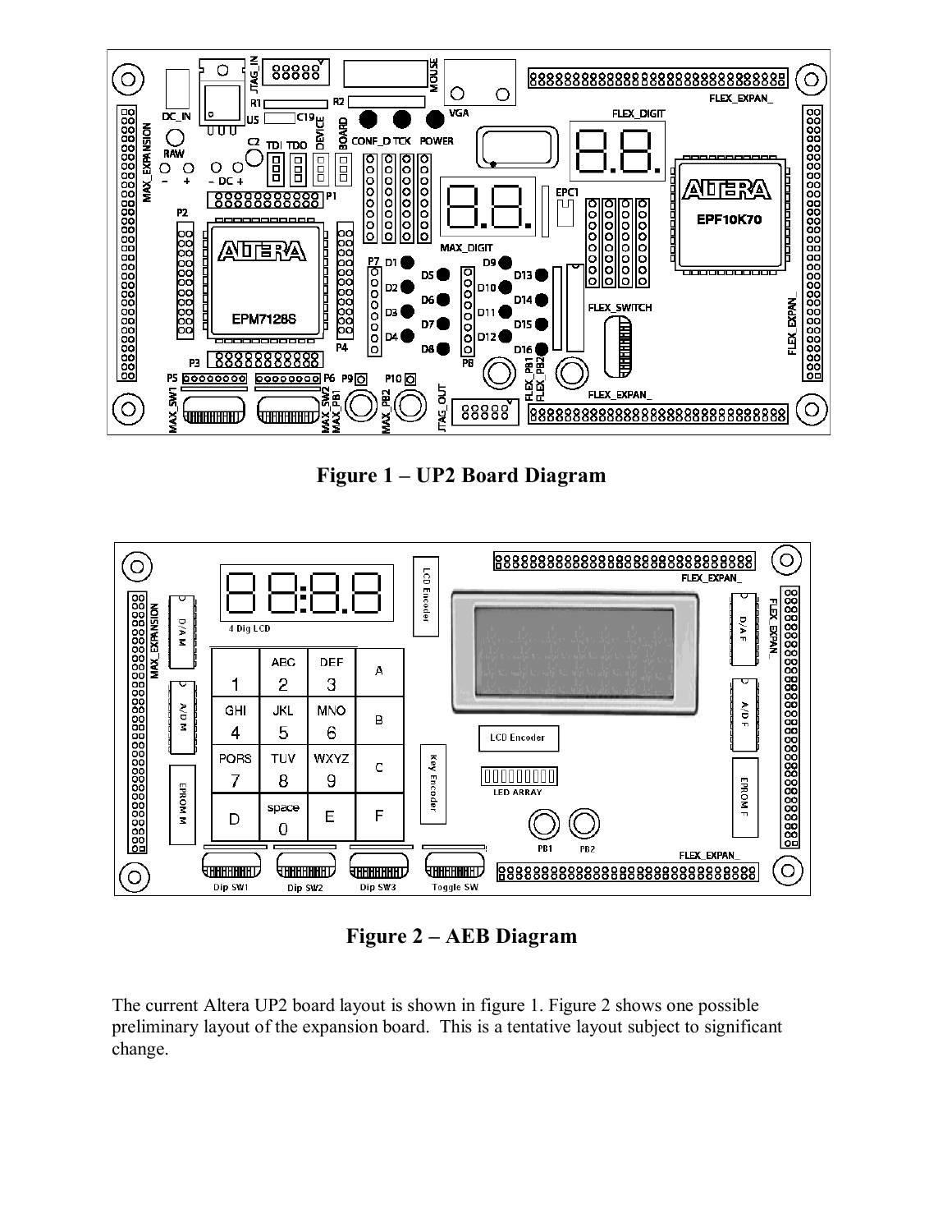Figure 1 – UP2 Board Diagram

Figure 2 – AEB Diagram

The current Altera UP2 board layout is shown in figure 1. Figure 2 shows one possible preliminary layout of the expansion board. This is a tentative layout subject to significant change.